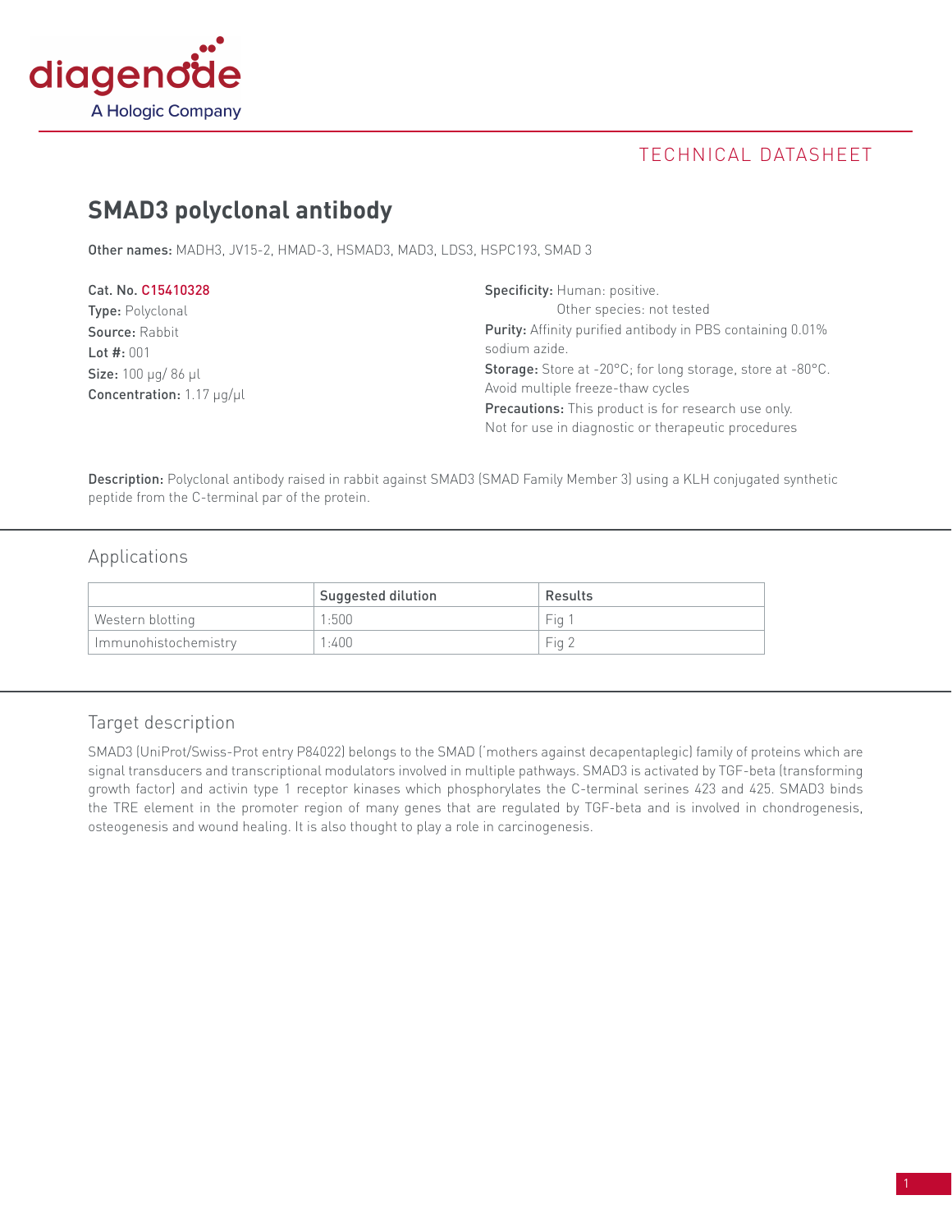TECHNICAL DATASHEET

# SMAD3 polyclonal antibody

**Other names:** MADH3, JV15-2, HMAD-3, HSMAD3, MAD3, LDS3, HSPC193, SMAD 3

**Cat. No.** C15410328
**Type:** Polyclonal
**Source:** Rabbit
**Lot #:** 001
**Size:** 100 µg/ 86 µl
**Concentration:** 1.17 µg/µl

**Specificity:** Human: positive.
Other species: not tested
**Purity:** Affinity purified antibody in PBS containing 0.01% sodium azide.
**Storage:** Store at -20°C; for long storage, store at -80°C. Avoid multiple freeze-thaw cycles
**Precautions:** This product is for research use only. Not for use in diagnostic or therapeutic procedures

**Description:** Polyclonal antibody raised in rabbit against SMAD3 (SMAD Family Member 3) using a KLH conjugated synthetic peptide from the C-terminal par of the protein.

## Applications

| | Suggested dilution | Results |
|---|---|---|
| Western blotting | 1:500 | Fig 1 |
| Immunohistochemistry | 1:400 | Fig 2 |

## Target description

SMAD3 (UniProt/Swiss-Prot entry P84022) belongs to the SMAD (´mothers against decapentaplegic) family of proteins which are signal transducers and transcriptional modulators involved in multiple pathways. SMAD3 is activated by TGF-beta (transforming growth factor) and activin type 1 receptor kinases which phosphorylates the C-terminal serines 423 and 425. SMAD3 binds the TRE element in the promoter region of many genes that are regulated by TGF-beta and is involved in chondrogenesis, osteogenesis and wound healing. It is also thought to play a role in carcinogenesis.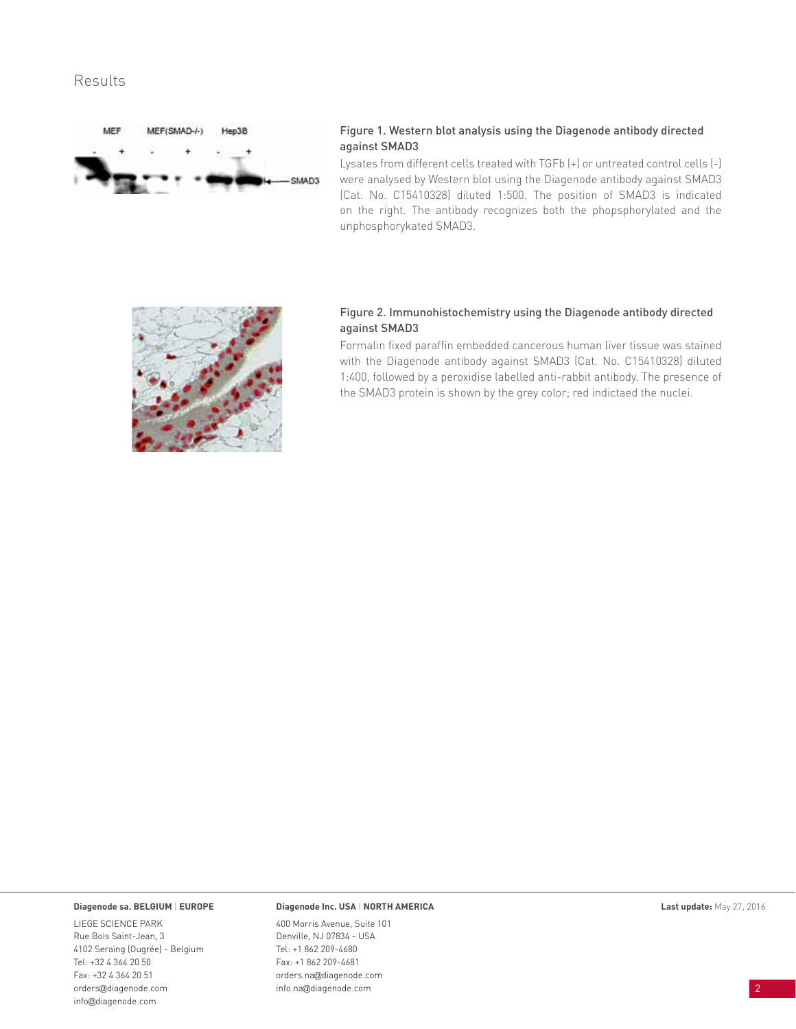## Results

MEF MEF(SMAD-/-) Hep3B

- + - + - +

SMAD3

### Figure 1. Western blot analysis using the Diagenode antibody directed against SMAD3

Lysates from different cells treated with TGFb (+) or untreated control cells (-) were analysed by Western blot using the Diagenode antibody against SMAD3 (Cat. No. C15410328) diluted 1:500. The position of SMAD3 is indicated on the right. The antibody recognizes both the phopsphorylated and the unphosphorykated SMAD3.

### Figure 2. Immunohistochemistry using the Diagenode antibody directed against SMAD3

Formalin fixed paraffin embedded cancerous human liver tissue was stained with the Diagenode antibody against SMAD3 (Cat. No. C15410328) diluted 1:400, followed by a peroxidise labelled anti-rabbit antibody. The presence of the SMAD3 protein is shown by the grey color; red indictaed the nuclei.

**Diagenode sa. BELGIUM | EUROPE**

LIEGE SCIENCE PARK
Rue Bois Saint-Jean, 3
4102 Seraing (Ougrée) - Belgium
Tel: +32 4 364 20 50
Fax: +32 4 364 20 51
orders@diagenode.com
info@diagenode.com

**Diagenode Inc. USA | NORTH AMERICA**

400 Morris Avenue, Suite 101
Denville, NJ 07834 - USA
Tel: +1 862 209-4680
Fax: +1 862 209-4681
orders.na@diagenode.com
info.na@diagenode.com

**Last update:** May 27, 2016